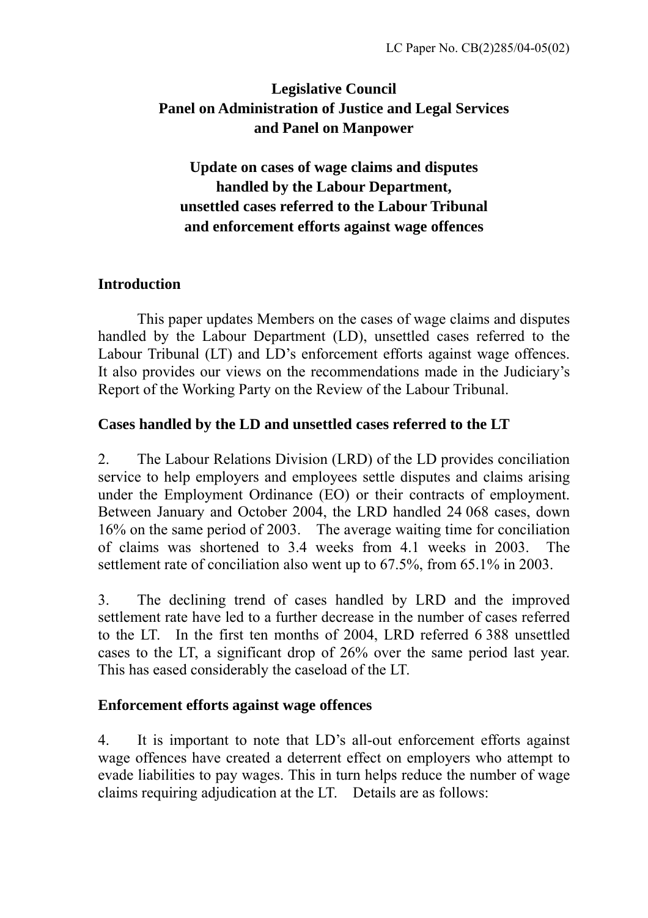LC Paper No. CB(2)285/04-05(02)

**Legislative Council**
**Panel on Administration of Justice and Legal Services**
**and Panel on Manpower**

**Update on cases of wage claims and disputes handled by the Labour Department, unsettled cases referred to the Labour Tribunal and enforcement efforts against wage offences**

## Introduction

This paper updates Members on the cases of wage claims and disputes handled by the Labour Department (LD), unsettled cases referred to the Labour Tribunal (LT) and LD's enforcement efforts against wage offences. It also provides our views on the recommendations made in the Judiciary's Report of the Working Party on the Review of the Labour Tribunal.

## Cases handled by the LD and unsettled cases referred to the LT

2. The Labour Relations Division (LRD) of the LD provides conciliation service to help employers and employees settle disputes and claims arising under the Employment Ordinance (EO) or their contracts of employment. Between January and October 2004, the LRD handled 24 068 cases, down 16% on the same period of 2003. The average waiting time for conciliation of claims was shortened to 3.4 weeks from 4.1 weeks in 2003. The settlement rate of conciliation also went up to 67.5%, from 65.1% in 2003.

3. The declining trend of cases handled by LRD and the improved settlement rate have led to a further decrease in the number of cases referred to the LT. In the first ten months of 2004, LRD referred 6 388 unsettled cases to the LT, a significant drop of 26% over the same period last year. This has eased considerably the caseload of the LT.

## Enforcement efforts against wage offences

4. It is important to note that LD's all-out enforcement efforts against wage offences have created a deterrent effect on employers who attempt to evade liabilities to pay wages. This in turn helps reduce the number of wage claims requiring adjudication at the LT. Details are as follows: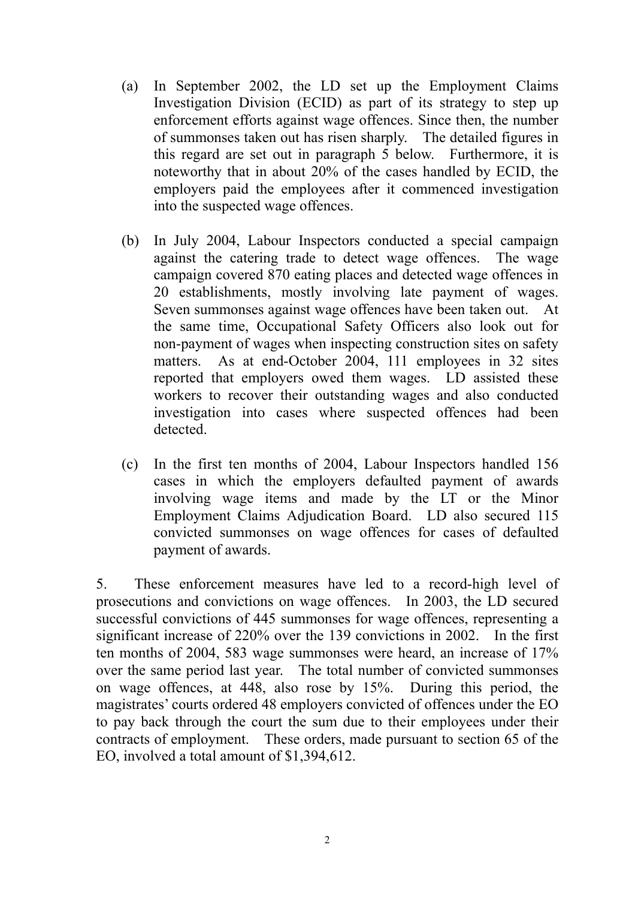(a) In September 2002, the LD set up the Employment Claims Investigation Division (ECID) as part of its strategy to step up enforcement efforts against wage offences. Since then, the number of summonses taken out has risen sharply. The detailed figures in this regard are set out in paragraph 5 below. Furthermore, it is noteworthy that in about 20% of the cases handled by ECID, the employers paid the employees after it commenced investigation into the suspected wage offences.

(b) In July 2004, Labour Inspectors conducted a special campaign against the catering trade to detect wage offences. The wage campaign covered 870 eating places and detected wage offences in 20 establishments, mostly involving late payment of wages. Seven summonses against wage offences have been taken out. At the same time, Occupational Safety Officers also look out for non-payment of wages when inspecting construction sites on safety matters. As at end-October 2004, 111 employees in 32 sites reported that employers owed them wages. LD assisted these workers to recover their outstanding wages and also conducted investigation into cases where suspected offences had been detected.

(c) In the first ten months of 2004, Labour Inspectors handled 156 cases in which the employers defaulted payment of awards involving wage items and made by the LT or the Minor Employment Claims Adjudication Board. LD also secured 115 convicted summonses on wage offences for cases of defaulted payment of awards.

5. These enforcement measures have led to a record-high level of prosecutions and convictions on wage offences. In 2003, the LD secured successful convictions of 445 summonses for wage offences, representing a significant increase of 220% over the 139 convictions in 2002. In the first ten months of 2004, 583 wage summonses were heard, an increase of 17% over the same period last year. The total number of convicted summonses on wage offences, at 448, also rose by 15%. During this period, the magistrates' courts ordered 48 employers convicted of offences under the EO to pay back through the court the sum due to their employees under their contracts of employment. These orders, made pursuant to section 65 of the EO, involved a total amount of $1,394,612.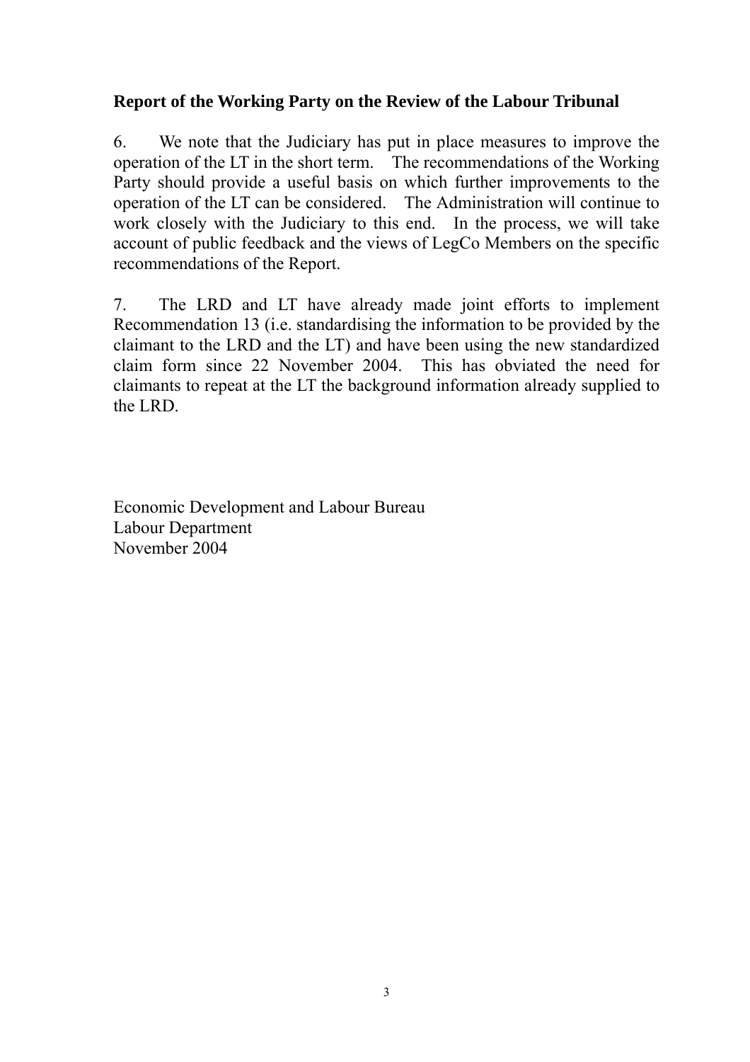**Report of the Working Party on the Review of the Labour Tribunal**

6. We note that the Judiciary has put in place measures to improve the operation of the LT in the short term. The recommendations of the Working Party should provide a useful basis on which further improvements to the operation of the LT can be considered. The Administration will continue to work closely with the Judiciary to this end. In the process, we will take account of public feedback and the views of LegCo Members on the specific recommendations of the Report.

7. The LRD and LT have already made joint efforts to implement Recommendation 13 (i.e. standardising the information to be provided by the claimant to the LRD and the LT) and have been using the new standardized claim form since 22 November 2004. This has obviated the need for claimants to repeat at the LT the background information already supplied to the LRD.

Economic Development and Labour Bureau
Labour Department
November 2004